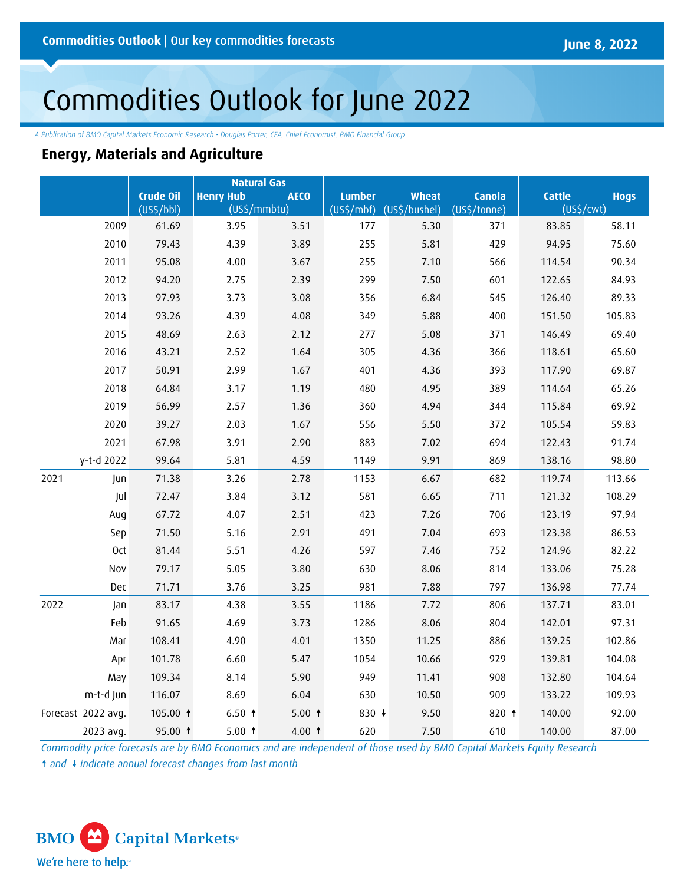Commodities Outlook | Our key commodities forecasts

June 8, 2022

# Commodities Outlook for June 2022

*A Publication of BMO Capital Markets Economic Research • Douglas Porter, CFA, Chief Economist, BMO Financial Group*

## Energy, Materials and Agriculture

| | | Crude Oil | Natural Gas | | Lumber | Wheat | Canola | Cattle | Hogs |
|---|---|---|---|---|---|---|---|---|---|
| | | | Henry Hub | AECO | | | | | |
| | | (US$/bbl) | (US$/mmbtu) | | (US$/mbf) | (US$/bushel) | (US$/tonne) | (US$/cwt) | |
| | 2009 | 61.69 | 3.95 | 3.51 | 177 | 5.30 | 371 | 83.85 | 58.11 |
| | 2010 | 79.43 | 4.39 | 3.89 | 255 | 5.81 | 429 | 94.95 | 75.60 |
| | 2011 | 95.08 | 4.00 | 3.67 | 255 | 7.10 | 566 | 114.54 | 90.34 |
| | 2012 | 94.20 | 2.75 | 2.39 | 299 | 7.50 | 601 | 122.65 | 84.93 |
| | 2013 | 97.93 | 3.73 | 3.08 | 356 | 6.84 | 545 | 126.40 | 89.33 |
| | 2014 | 93.26 | 4.39 | 4.08 | 349 | 5.88 | 400 | 151.50 | 105.83 |
| | 2015 | 48.69 | 2.63 | 2.12 | 277 | 5.08 | 371 | 146.49 | 69.40 |
| | 2016 | 43.21 | 2.52 | 1.64 | 305 | 4.36 | 366 | 118.61 | 65.60 |
| | 2017 | 50.91 | 2.99 | 1.67 | 401 | 4.36 | 393 | 117.90 | 69.87 |
| | 2018 | 64.84 | 3.17 | 1.19 | 480 | 4.95 | 389 | 114.64 | 65.26 |
| | 2019 | 56.99 | 2.57 | 1.36 | 360 | 4.94 | 344 | 115.84 | 69.92 |
| | 2020 | 39.27 | 2.03 | 1.67 | 556 | 5.50 | 372 | 105.54 | 59.83 |
| | 2021 | 67.98 | 3.91 | 2.90 | 883 | 7.02 | 694 | 122.43 | 91.74 |
| | y-t-d 2022 | 99.64 | 5.81 | 4.59 | 1149 | 9.91 | 869 | 138.16 | 98.80 |
| 2021 | Jun | 71.38 | 3.26 | 2.78 | 1153 | 6.67 | 682 | 119.74 | 113.66 |
| | Jul | 72.47 | 3.84 | 3.12 | 581 | 6.65 | 711 | 121.32 | 108.29 |
| | Aug | 67.72 | 4.07 | 2.51 | 423 | 7.26 | 706 | 123.19 | 97.94 |
| | Sep | 71.50 | 5.16 | 2.91 | 491 | 7.04 | 693 | 123.38 | 86.53 |
| | Oct | 81.44 | 5.51 | 4.26 | 597 | 7.46 | 752 | 124.96 | 82.22 |
| | Nov | 79.17 | 5.05 | 3.80 | 630 | 8.06 | 814 | 133.06 | 75.28 |
| | Dec | 71.71 | 3.76 | 3.25 | 981 | 7.88 | 797 | 136.98 | 77.74 |
| 2022 | Jan | 83.17 | 4.38 | 3.55 | 1186 | 7.72 | 806 | 137.71 | 83.01 |
| | Feb | 91.65 | 4.69 | 3.73 | 1286 | 8.06 | 804 | 142.01 | 97.31 |
| | Mar | 108.41 | 4.90 | 4.01 | 1350 | 11.25 | 886 | 139.25 | 102.86 |
| | Apr | 101.78 | 6.60 | 5.47 | 1054 | 10.66 | 929 | 139.81 | 104.08 |
| | May | 109.34 | 8.14 | 5.90 | 949 | 11.41 | 908 | 132.80 | 104.64 |
| | m-t-d Jun | 116.07 | 8.69 | 6.04 | 630 | 10.50 | 909 | 133.22 | 109.93 |
| Forecast | 2022 avg. | 105.00 ↑ | 6.50 ↑ | 5.00 ↑ | 830 ↓ | 9.50 | 820 ↑ | 140.00 | 92.00 |
| | 2023 avg. | 95.00 ↑ | 5.00 ↑ | 4.00 ↑ | 620 | 7.50 | 610 | 140.00 | 87.00 |

*Commodity price forecasts are by BMO Economics and are independent of those used by BMO Capital Markets Equity Research*

*↑ and ↓ indicate annual forecast changes from last month*

BMO Capital Markets

We're here to help.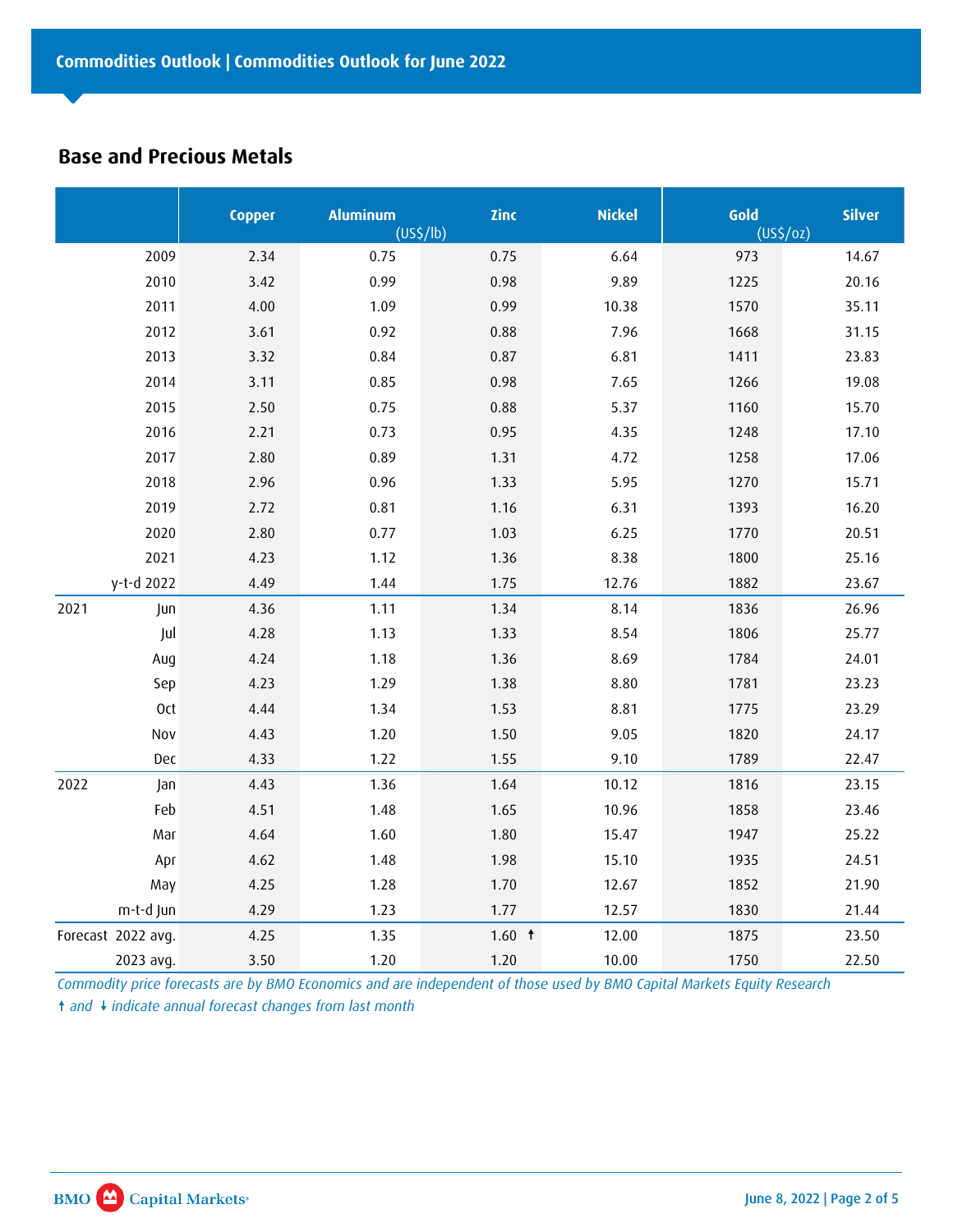## Base and Precious Metals

| | | Copper | Aluminum (US$/lb) | Zinc | Nickel | Gold (US$/oz) | Silver |
|---|---|---|---|---|---|---|---|
| | 2009 | 2.34 | 0.75 | 0.75 | 6.64 | 973 | 14.67 |
| | 2010 | 3.42 | 0.99 | 0.98 | 9.89 | 1225 | 20.16 |
| | 2011 | 4.00 | 1.09 | 0.99 | 10.38 | 1570 | 35.11 |
| | 2012 | 3.61 | 0.92 | 0.88 | 7.96 | 1668 | 31.15 |
| | 2013 | 3.32 | 0.84 | 0.87 | 6.81 | 1411 | 23.83 |
| | 2014 | 3.11 | 0.85 | 0.98 | 7.65 | 1266 | 19.08 |
| | 2015 | 2.50 | 0.75 | 0.88 | 5.37 | 1160 | 15.70 |
| | 2016 | 2.21 | 0.73 | 0.95 | 4.35 | 1248 | 17.10 |
| | 2017 | 2.80 | 0.89 | 1.31 | 4.72 | 1258 | 17.06 |
| | 2018 | 2.96 | 0.96 | 1.33 | 5.95 | 1270 | 15.71 |
| | 2019 | 2.72 | 0.81 | 1.16 | 6.31 | 1393 | 16.20 |
| | 2020 | 2.80 | 0.77 | 1.03 | 6.25 | 1770 | 20.51 |
| | 2021 | 4.23 | 1.12 | 1.36 | 8.38 | 1800 | 25.16 |
| | y-t-d 2022 | 4.49 | 1.44 | 1.75 | 12.76 | 1882 | 23.67 |
| 2021 | Jun | 4.36 | 1.11 | 1.34 | 8.14 | 1836 | 26.96 |
| | Jul | 4.28 | 1.13 | 1.33 | 8.54 | 1806 | 25.77 |
| | Aug | 4.24 | 1.18 | 1.36 | 8.69 | 1784 | 24.01 |
| | Sep | 4.23 | 1.29 | 1.38 | 8.80 | 1781 | 23.23 |
| | Oct | 4.44 | 1.34 | 1.53 | 8.81 | 1775 | 23.29 |
| | Nov | 4.43 | 1.20 | 1.50 | 9.05 | 1820 | 24.17 |
| | Dec | 4.33 | 1.22 | 1.55 | 9.10 | 1789 | 22.47 |
| 2022 | Jan | 4.43 | 1.36 | 1.64 | 10.12 | 1816 | 23.15 |
| | Feb | 4.51 | 1.48 | 1.65 | 10.96 | 1858 | 23.46 |
| | Mar | 4.64 | 1.60 | 1.80 | 15.47 | 1947 | 25.22 |
| | Apr | 4.62 | 1.48 | 1.98 | 15.10 | 1935 | 24.51 |
| | May | 4.25 | 1.28 | 1.70 | 12.67 | 1852 | 21.90 |
| | m-t-d Jun | 4.29 | 1.23 | 1.77 | 12.57 | 1830 | 21.44 |
| Forecast | 2022 avg. | 4.25 | 1.35 | 1.60 ↑ | 12.00 | 1875 | 23.50 |
| | 2023 avg. | 3.50 | 1.20 | 1.20 | 10.00 | 1750 | 22.50 |

*Commodity price forecasts are by BMO Economics and are independent of those used by BMO Capital Markets Equity Research*

*↑ and ↓ indicate annual forecast changes from last month*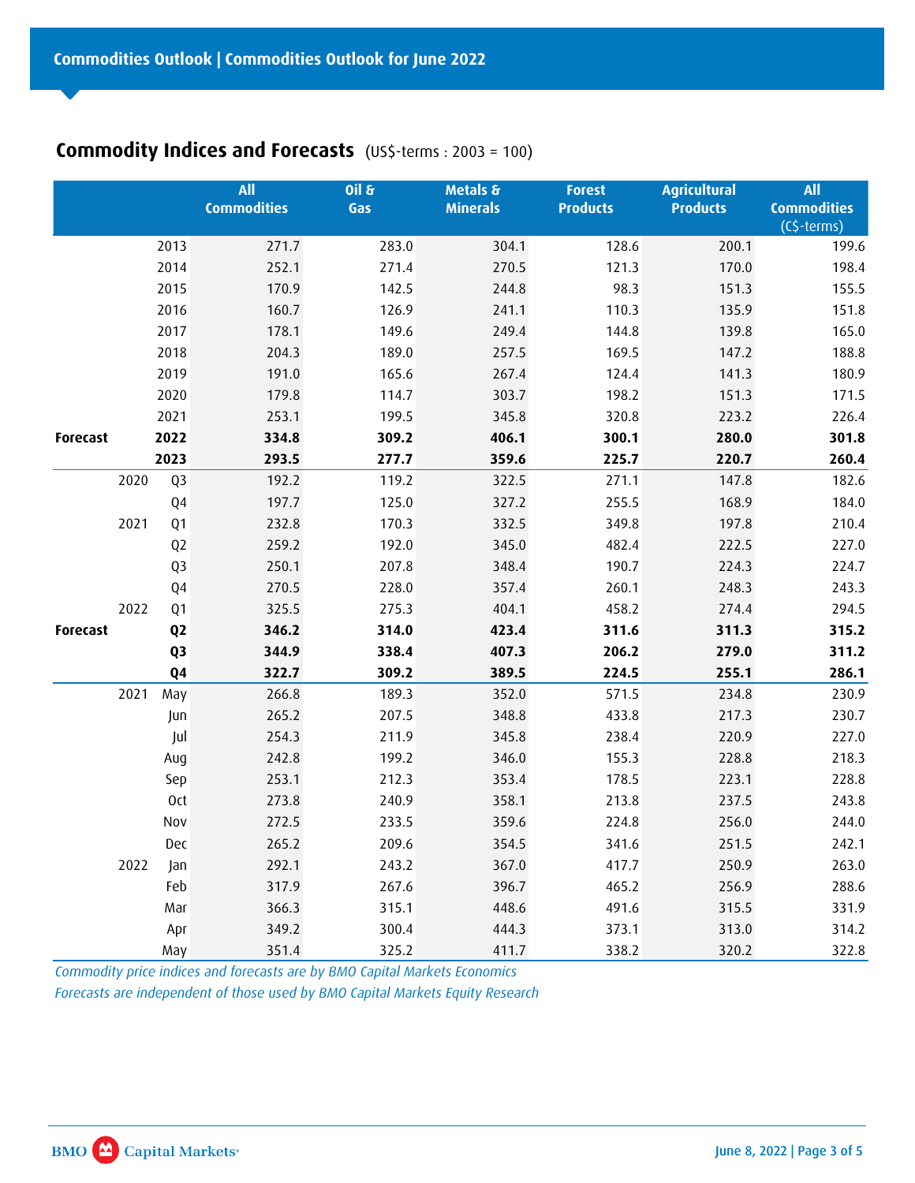## Commodity Indices and Forecasts (US$-terms : 2003 = 100)

| | | | All Commodities | Oil & Gas | Metals & Minerals | Forest Products | Agricultural Products | All Commodities (C$-terms) |
|---|---|---|---|---|---|---|---|---|
| | 2013 | | 271.7 | 283.0 | 304.1 | 128.6 | 200.1 | 199.6 |
| | 2014 | | 252.1 | 271.4 | 270.5 | 121.3 | 170.0 | 198.4 |
| | 2015 | | 170.9 | 142.5 | 244.8 | 98.3 | 151.3 | 155.5 |
| | 2016 | | 160.7 | 126.9 | 241.1 | 110.3 | 135.9 | 151.8 |
| | 2017 | | 178.1 | 149.6 | 249.4 | 144.8 | 139.8 | 165.0 |
| | 2018 | | 204.3 | 189.0 | 257.5 | 169.5 | 147.2 | 188.8 |
| | 2019 | | 191.0 | 165.6 | 267.4 | 124.4 | 141.3 | 180.9 |
| | 2020 | | 179.8 | 114.7 | 303.7 | 198.2 | 151.3 | 171.5 |
| | 2021 | | 253.1 | 199.5 | 345.8 | 320.8 | 223.2 | 226.4 |
| **Forecast** | **2022** | | **334.8** | **309.2** | **406.1** | **300.1** | **280.0** | **301.8** |
| | **2023** | | **293.5** | **277.7** | **359.6** | **225.7** | **220.7** | **260.4** |
| | 2020 | Q3 | 192.2 | 119.2 | 322.5 | 271.1 | 147.8 | 182.6 |
| | | Q4 | 197.7 | 125.0 | 327.2 | 255.5 | 168.9 | 184.0 |
| | 2021 | Q1 | 232.8 | 170.3 | 332.5 | 349.8 | 197.8 | 210.4 |
| | | Q2 | 259.2 | 192.0 | 345.0 | 482.4 | 222.5 | 227.0 |
| | | Q3 | 250.1 | 207.8 | 348.4 | 190.7 | 224.3 | 224.7 |
| | | Q4 | 270.5 | 228.0 | 357.4 | 260.1 | 248.3 | 243.3 |
| | 2022 | Q1 | 325.5 | 275.3 | 404.1 | 458.2 | 274.4 | 294.5 |
| **Forecast** | | **Q2** | **346.2** | **314.0** | **423.4** | **311.6** | **311.3** | **315.2** |
| | | **Q3** | **344.9** | **338.4** | **407.3** | **206.2** | **279.0** | **311.2** |
| | | **Q4** | **322.7** | **309.2** | **389.5** | **224.5** | **255.1** | **286.1** |
| | 2021 | May | 266.8 | 189.3 | 352.0 | 571.5 | 234.8 | 230.9 |
| | | Jun | 265.2 | 207.5 | 348.8 | 433.8 | 217.3 | 230.7 |
| | | Jul | 254.3 | 211.9 | 345.8 | 238.4 | 220.9 | 227.0 |
| | | Aug | 242.8 | 199.2 | 346.0 | 155.3 | 228.8 | 218.3 |
| | | Sep | 253.1 | 212.3 | 353.4 | 178.5 | 223.1 | 228.8 |
| | | Oct | 273.8 | 240.9 | 358.1 | 213.8 | 237.5 | 243.8 |
| | | Nov | 272.5 | 233.5 | 359.6 | 224.8 | 256.0 | 244.0 |
| | | Dec | 265.2 | 209.6 | 354.5 | 341.6 | 251.5 | 242.1 |
| | 2022 | Jan | 292.1 | 243.2 | 367.0 | 417.7 | 250.9 | 263.0 |
| | | Feb | 317.9 | 267.6 | 396.7 | 465.2 | 256.9 | 288.6 |
| | | Mar | 366.3 | 315.1 | 448.6 | 491.6 | 315.5 | 331.9 |
| | | Apr | 349.2 | 300.4 | 444.3 | 373.1 | 313.0 | 314.2 |
| | | May | 351.4 | 325.2 | 411.7 | 338.2 | 320.2 | 322.8 |

*Commodity price indices and forecasts are by BMO Capital Markets Economics*

*Forecasts are independent of those used by BMO Capital Markets Equity Research*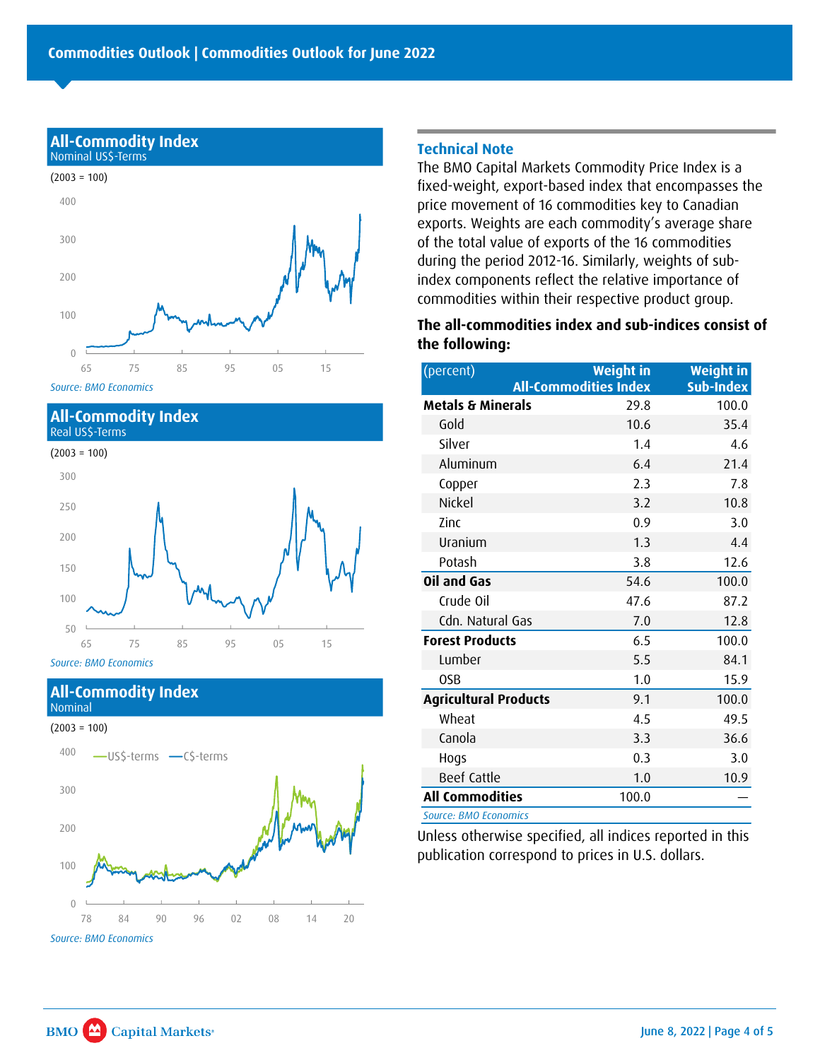## All-Commodity Index
Nominal US$-Terms

(2003 = 100)

*Source: BMO Economics*

## All-Commodity Index
Real US$-Terms

(2003 = 100)

*Source: BMO Economics*

## All-Commodity Index
Nominal

(2003 = 100)

*Source: BMO Economics*

## Technical Note

The BMO Capital Markets Commodity Price Index is a fixed-weight, export-based index that encompasses the price movement of 16 commodities key to Canadian exports. Weights are each commodity's average share of the total value of exports of the 16 commodities during the period 2012-16. Similarly, weights of sub-index components reflect the relative importance of commodities within their respective product group.

**The all-commodities index and sub-indices consist of the following:**

| (percent) | Weight in All-Commodities Index | Weight in Sub-Index |
|---|---|---|
| **Metals & Minerals** | 29.8 | 100.0 |
| Gold | 10.6 | 35.4 |
| Silver | 1.4 | 4.6 |
| Aluminum | 6.4 | 21.4 |
| Copper | 2.3 | 7.8 |
| Nickel | 3.2 | 10.8 |
| Zinc | 0.9 | 3.0 |
| Uranium | 1.3 | 4.4 |
| Potash | 3.8 | 12.6 |
| **Oil and Gas** | 54.6 | 100.0 |
| Crude Oil | 47.6 | 87.2 |
| Cdn. Natural Gas | 7.0 | 12.8 |
| **Forest Products** | 6.5 | 100.0 |
| Lumber | 5.5 | 84.1 |
| OSB | 1.0 | 15.9 |
| **Agricultural Products** | 9.1 | 100.0 |
| Wheat | 4.5 | 49.5 |
| Canola | 3.3 | 36.6 |
| Hogs | 0.3 | 3.0 |
| Beef Cattle | 1.0 | 10.9 |
| **All Commodities** | 100.0 | — |

*Source: BMO Economics*

Unless otherwise specified, all indices reported in this publication correspond to prices in U.S. dollars.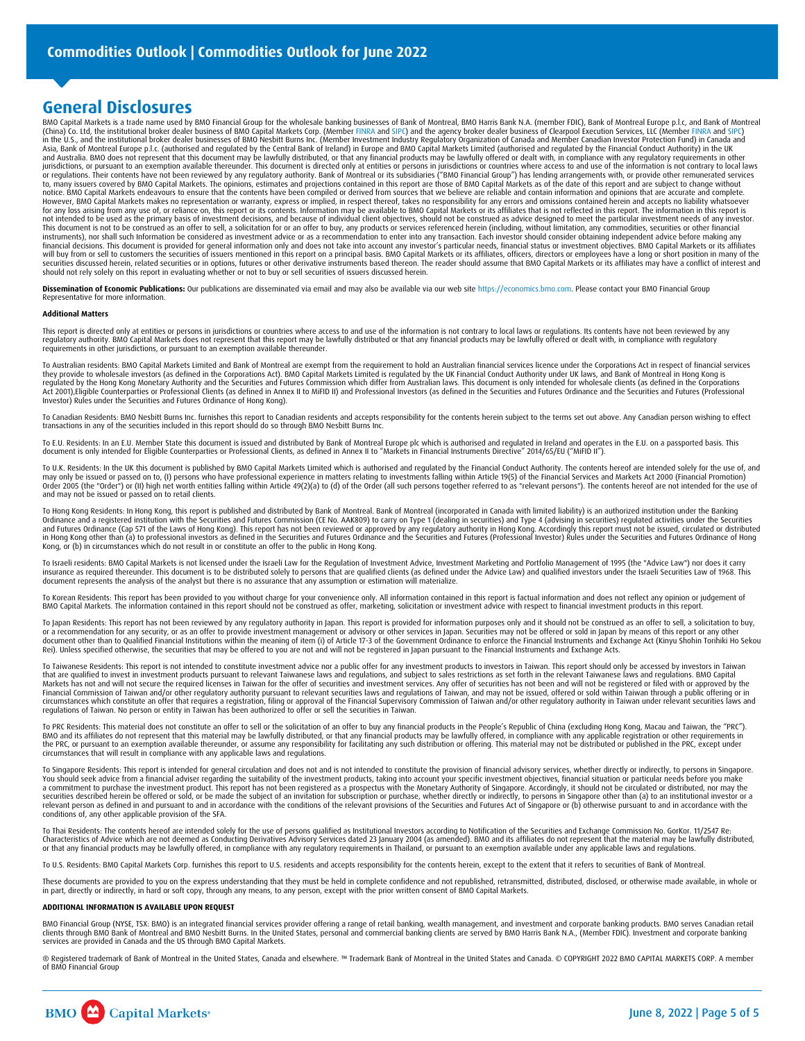# General Disclosures

BMO Capital Markets is a trade name used by BMO Financial Group for the wholesale banking businesses of Bank of Montreal, BMO Harris Bank N.A. (member FDIC), Bank of Montreal Europe p.l.c, and Bank of Montreal (China) Co. Ltd, the institutional broker dealer business of BMO Capital Markets Corp. (Member FINRA and SIPC) and the agency broker dealer business of Clearpool Execution Services, LLC (Member FINRA and SIPC) in the U.S., and the institutional broker dealer businesses of BMO Nesbitt Burns Inc. (Member Investment Industry Regulatory Organization of Canada and Member Canadian Investor Protection Fund) in Canada and Asia, Bank of Montreal Europe p.l.c. (authorised and regulated by the Central Bank of Ireland) in Europe and BMO Capital Markets Limited (authorised and regulated by the Financial Conduct Authority) in the UK and Australia. BMO does not represent that this document may be lawfully distributed, or that any financial products may be lawfully offered or dealt with, in compliance with any regulatory requirements in other jurisdictions, or pursuant to an exemption available thereunder. This document is directed only at entities or persons in jurisdictions or countries where access to and use of the information is not contrary to local laws or regulations. Their contents have not been reviewed by any regulatory authority. Bank of Montreal or its subsidiaries ("BMO Financial Group") has lending arrangements with, or provide other remunerated services to, many issuers covered by BMO Capital Markets. The opinions, estimates and projections contained in this report are those of BMO Capital Markets as of the date of this report and are subject to change without notice. BMO Capital Markets endeavours to ensure that the contents have been compiled or derived from sources that we believe are reliable and contain information and opinions that are accurate and complete. However, BMO Capital Markets makes no representation or warranty, express or implied, in respect thereof, takes no responsibility for any errors and omissions contained herein and accepts no liability whatsoever for any loss arising from any use of, or reliance on, this report or its contents. Information may be available to BMO Capital Markets or its affiliates that is not reflected in this report. The information in this report is not intended to be used as the primary basis of investment decisions, and because of individual client objectives, should not be construed as advice designed to meet the particular investment needs of any investor. This document is not to be construed as an offer to sell, a solicitation for or an offer to buy, any products or services referenced herein (including, without limitation, any commodities, securities or other financial instruments), nor shall such Information be considered as investment advice or as a recommendation to enter into any transaction. Each investor should consider obtaining independent advice before making any financial decisions. This document is provided for general information only and does not take into account any investor's particular needs, financial status or investment objectives. BMO Capital Markets or its affiliates will buy from or sell to customers the securities of issuers mentioned in this report on a principal basis. BMO Capital Markets or its affiliates, officers, directors or employees have a long or short position in many of the securities discussed herein, related securities or in options, futures or other derivative instruments based thereon. The reader should assume that BMO Capital Markets or its affiliates may have a conflict of interest and should not rely solely on this report in evaluating whether or not to buy or sell securities of issuers discussed herein.

**Dissemination of Economic Publications:** Our publications are disseminated via email and may also be available via our web site https://economics.bmo.com. Please contact your BMO Financial Group Representative for more information.

#### Additional Matters

This report is directed only at entities or persons in jurisdictions or countries where access to and use of the information is not contrary to local laws or regulations. Its contents have not been reviewed by any regulatory authority. BMO Capital Markets does not represent that this report may be lawfully distributed or that any financial products may be lawfully offered or dealt with, in compliance with regulatory requirements in other jurisdictions, or pursuant to an exemption available thereunder.

To Australian residents: BMO Capital Markets Limited and Bank of Montreal are exempt from the requirement to hold an Australian financial services licence under the Corporations Act in respect of financial services they provide to wholesale investors (as defined in the Corporations Act). BMO Capital Markets Limited is regulated by the UK Financial Conduct Authority under UK laws, and Bank of Montreal in Hong Kong is regulated by the Hong Kong Monetary Authority and the Securities and Futures Commission which differ from Australian laws. This document is only intended for wholesale clients (as defined in the Corporations Act 2001),Eligible Counterparties or Professional Clients (as defined in Annex II to MiFID II) and Professional Investors (as defined in the Securities and Futures Ordinance and the Securities and Futures (Professional Investor) Rules under the Securities and Futures Ordinance of Hong Kong).

To Canadian Residents: BMO Nesbitt Burns Inc. furnishes this report to Canadian residents and accepts responsibility for the contents herein subject to the terms set out above. Any Canadian person wishing to effect transactions in any of the securities included in this report should do so through BMO Nesbitt Burns Inc.

To E.U. Residents: In an E.U. Member State this document is issued and distributed by Bank of Montreal Europe plc which is authorised and regulated in Ireland and operates in the E.U. on a passported basis. This document is only intended for Eligible Counterparties or Professional Clients, as defined in Annex II to "Markets in Financial Instruments Directive" 2014/65/EU ("MiFID II").

To U.K. Residents: In the UK this document is published by BMO Capital Markets Limited which is authorised and regulated by the Financial Conduct Authority. The contents hereof are intended solely for the use of, and may only be issued or passed on to, (I) persons who have professional experience in matters relating to investments falling within Article 19(5) of the Financial Services and Markets Act 2000 (Financial Promotion) Order 2005 (the "Order") or (II) high net worth entities falling within Article 49(2)(a) to (d) of the Order (all such persons together referred to as "relevant persons"). The contents hereof are not intended for the use of and may not be issued or passed on to retail clients.

To Hong Kong Residents: In Hong Kong, this report is published and distributed by Bank of Montreal. Bank of Montreal (incorporated in Canada with limited liability) is an authorized institution under the Banking Ordinance and a registered institution with the Securities and Futures Commission (CE No. AAK809) to carry on Type 1 (dealing in securities) and Type 4 (advising in securities) regulated activities under the Securities and Futures Ordinance (Cap 571 of the Laws of Hong Kong). This report has not been reviewed or approved by any regulatory authority in Hong Kong. Accordingly this report must not be issued, circulated or distributed in Hong Kong other than (a) to professional investors as defined in the Securities and Futures Ordinance and the Securities and Futures (Professional Investor) Rules under the Securities and Futures Ordinance of Hong Kong, or (b) in circumstances which do not result in or constitute an offer to the public in Hong Kong.

To Israeli residents: BMO Capital Markets is not licensed under the Israeli Law for the Regulation of Investment Advice, Investment Marketing and Portfolio Management of 1995 (the "Advice Law") nor does it carry insurance as required thereunder. This document is to be distributed solely to persons that are qualified clients (as defined under the Advice Law) and qualified investors under the Israeli Securities Law of 1968. This document represents the analysis of the analyst but there is no assurance that any assumption or estimation will materialize.

To Korean Residents: This report has been provided to you without charge for your convenience only. All information contained in this report is factual information and does not reflect any opinion or judgement of BMO Capital Markets. The information contained in this report should not be construed as offer, marketing, solicitation or investment advice with respect to financial investment products in this report.

To Japan Residents: This report has not been reviewed by any regulatory authority in Japan. This report is provided for information purposes only and it should not be construed as an offer to sell, a solicitation to buy, or a recommendation for any security, or as an offer to provide investment management or advisory or other services in Japan. Securities may not be offered or sold in Japan by means of this report or any other document other than to Qualified Financial Institutions within the meaning of item (i) of Article 17-3 of the Government Ordinance to enforce the Financial Instruments and Exchange Act (Kinyu Shohin Torihiki Ho Sekou Rei). Unless specified otherwise, the securities that may be offered to you are not and will not be registered in Japan pursuant to the Financial Instruments and Exchange Acts.

To Taiwanese Residents: This report is not intended to constitute investment advice nor a public offer for any investment products to investors in Taiwan. This report should only be accessed by investors in Taiwan that are qualified to invest in investment products pursuant to relevant Taiwanese laws and regulations, and subject to sales restrictions as set forth in the relevant Taiwanese laws and regulations. BMO Capital Markets has not and will not secure the required licenses in Taiwan for the offer of securities and investment services. Any offer of securities has not been and will not be registered or filed with or approved by the Financial Commission of Taiwan and/or other regulatory authority pursuant to relevant securities laws and regulations of Taiwan, and may not be issued, offered or sold within Taiwan through a public offering or in circumstances which constitute an offer that requires a registration, filing or approval of the Financial Supervisory Commission of Taiwan and/or other regulatory authority in Taiwan under relevant securities laws and regulations of Taiwan. No person or entity in Taiwan has been authorized to offer or sell the securities in Taiwan.

To PRC Residents: This material does not constitute an offer to sell or the solicitation of an offer to buy any financial products in the People's Republic of China (excluding Hong Kong, Macau and Taiwan, the "PRC"). BMO and its affiliates do not represent that this material may be lawfully distributed, or that any financial products may be lawfully offered, in compliance with any applicable registration or other requirements in the PRC, or pursuant to an exemption available thereunder, or assume any responsibility for facilitating any such distribution or offering. This material may not be distributed or published in the PRC, except under circumstances that will result in compliance with any applicable laws and regulations.

To Singapore Residents: This report is intended for general circulation and does not and is not intended to constitute the provision of financial advisory services, whether directly or indirectly, to persons in Singapore. You should seek advice from a financial adviser regarding the suitability of the investment products, taking into account your specific investment objectives, financial situation or particular needs before you make a commitment to purchase the investment product. This report has not been registered as a prospectus with the Monetary Authority of Singapore. Accordingly, it should not be circulated or distributed, nor may the securities described herein be offered or sold, or be made the subject of an invitation for subscription or purchase, whether directly or indirectly, to persons in Singapore other than (a) to an institutional investor or a relevant person as defined in and pursuant to and in accordance with the conditions of the relevant provisions of the Securities and Futures Act of Singapore or (b) otherwise pursuant to and in accordance with the conditions of, any other applicable provision of the SFA.

To Thai Residents: The contents hereof are intended solely for the use of persons qualified as Institutional Investors according to Notification of the Securities and Exchange Commission No. GorKor. 11/2547 Re: Characteristics of Advice which are not deemed as Conducting Derivatives Advisory Services dated 23 January 2004 (as amended). BMO and its affiliates do not represent that the material may be lawfully distributed, or that any financial products may be lawfully offered, in compliance with any regulatory requirements in Thailand, or pursuant to an exemption available under any applicable laws and regulations.

To U.S. Residents: BMO Capital Markets Corp. furnishes this report to U.S. residents and accepts responsibility for the contents herein, except to the extent that it refers to securities of Bank of Montreal.

These documents are provided to you on the express understanding that they must be held in complete confidence and not republished, retransmitted, distributed, disclosed, or otherwise made available, in whole or in part, directly or indirectly, in hard or soft copy, through any means, to any person, except with the prior written consent of BMO Capital Markets.

#### ADDITIONAL INFORMATION IS AVAILABLE UPON REQUEST

BMO Financial Group (NYSE, TSX: BMO) is an integrated financial services provider offering a range of retail banking, wealth management, and investment and corporate banking products. BMO serves Canadian retail clients through BMO Bank of Montreal and BMO Nesbitt Burns. In the United States, personal and commercial banking clients are served by BMO Harris Bank N.A., (Member FDIC). Investment and corporate banking services are provided in Canada and the US through BMO Capital Markets.

® Registered trademark of Bank of Montreal in the United States, Canada and elsewhere. ™ Trademark Bank of Montreal in the United States and Canada. © COPYRIGHT 2022 BMO CAPITAL MARKETS CORP. A member of BMO Financial Group